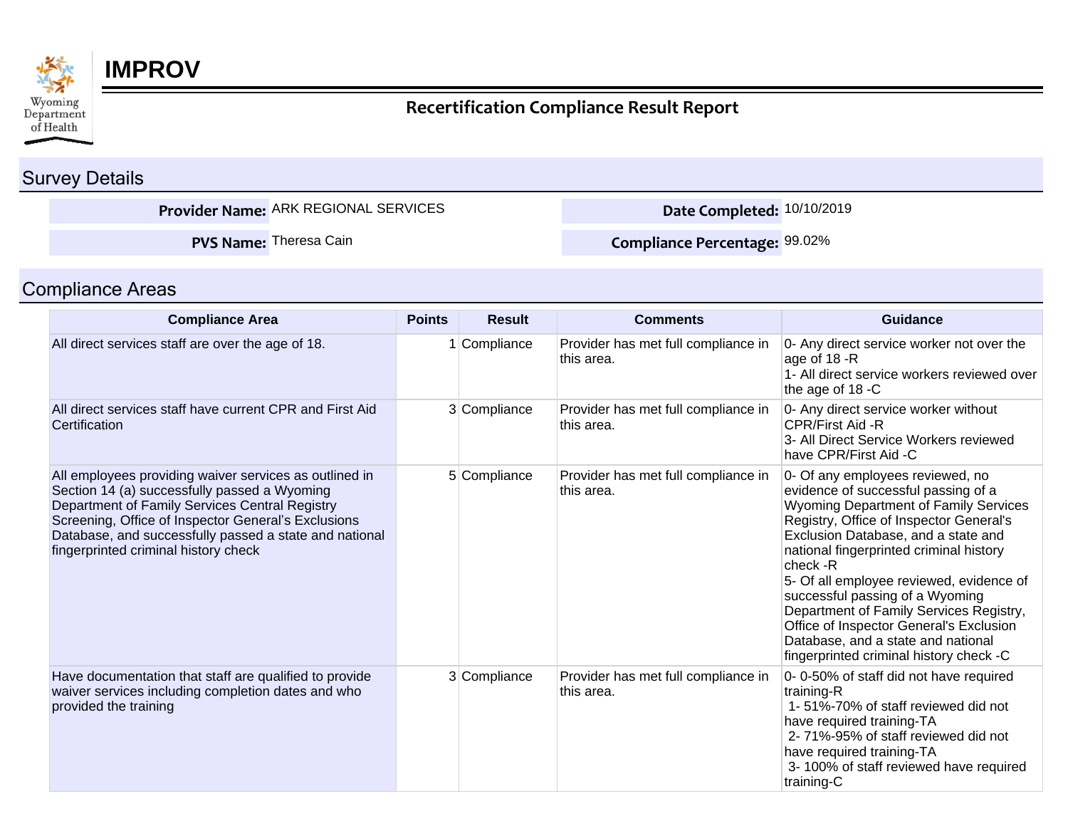# IMPROV

## Recertification Compliance Result Report

## Survey Details

**Provider Name:** ARK REGIONAL SERVICES

**Date Completed:** 10/10/2019

**PVS Name:** Theresa Cain

**Compliance Percentage:** 99.02%

## Compliance Areas

| Compliance Area | Points | Result | Comments | Guidance |
|---|---|---|---|---|
| All direct services staff are over the age of 18. | 1 | Compliance | Provider has met full compliance in this area. | 0- Any direct service worker not over the age of 18 -R<br>1- All direct service workers reviewed over the age of 18 -C |
| All direct services staff have current CPR and First Aid Certification | 3 | Compliance | Provider has met full compliance in this area. | 0- Any direct service worker without CPR/First Aid -R<br>3- All Direct Service Workers reviewed have CPR/First Aid -C |
| All employees providing waiver services as outlined in Section 14 (a) successfully passed a Wyoming Department of Family Services Central Registry Screening, Office of Inspector General's Exclusions Database, and successfully passed a state and national fingerprinted criminal history check | 5 | Compliance | Provider has met full compliance in this area. | 0- Of any employees reviewed, no evidence of successful passing of a Wyoming Department of Family Services Registry, Office of Inspector General's Exclusion Database, and a state and national fingerprinted criminal history check -R<br>5- Of all employee reviewed, evidence of successful passing of a Wyoming Department of Family Services Registry, Office of Inspector General's Exclusion Database, and a state and national fingerprinted criminal history check -C |
| Have documentation that staff are qualified to provide waiver services including completion dates and who provided the training | 3 | Compliance | Provider has met full compliance in this area. | 0- 0-50% of staff did not have required training-R<br>1- 51%-70% of staff reviewed did not have required training-TA<br>2- 71%-95% of staff reviewed did not have required training-TA<br>3- 100% of staff reviewed have required training-C |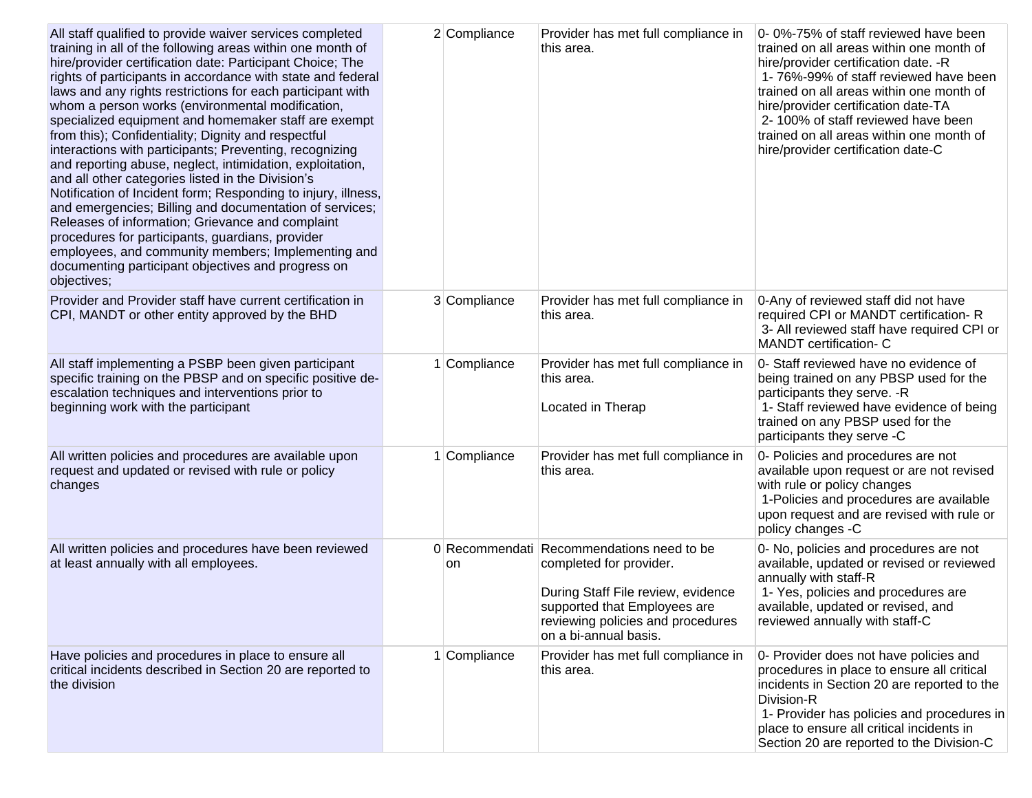| | | | | |
|---|---|---|---|---|
| All staff qualified to provide waiver services completed training in all of the following areas within one month of hire/provider certification date: Participant Choice; The rights of participants in accordance with state and federal laws and any rights restrictions for each participant with whom a person works (environmental modification, specialized equipment and homemaker staff are exempt from this); Confidentiality; Dignity and respectful interactions with participants; Preventing, recognizing and reporting abuse, neglect, intimidation, exploitation, and all other categories listed in the Division's Notification of Incident form; Responding to injury, illness, and emergencies; Billing and documentation of services; Releases of information; Grievance and complaint procedures for participants, guardians, provider employees, and community members; Implementing and documenting participant objectives and progress on objectives; | 2 | Compliance | Provider has met full compliance in this area. | 0- 0%-75% of staff reviewed have been trained on all areas within one month of hire/provider certification date. -R<br>1- 76%-99% of staff reviewed have been trained on all areas within one month of hire/provider certification date-TA<br>2- 100% of staff reviewed have been trained on all areas within one month of hire/provider certification date-C |
| Provider and Provider staff have current certification in CPI, MANDT or other entity approved by the BHD | 3 | Compliance | Provider has met full compliance in this area. | 0-Any of reviewed staff did not have required CPI or MANDT certification- R<br>3- All reviewed staff have required CPI or MANDT certification- C |
| All staff implementing a PSBP been given participant specific training on the PBSP and on specific positive de-escalation techniques and interventions prior to beginning work with the participant | 1 | Compliance | Provider has met full compliance in this area.<br><br>Located in Therap | 0- Staff reviewed have no evidence of being trained on any PBSP used for the participants they serve. -R<br>1- Staff reviewed have evidence of being trained on any PBSP used for the participants they serve -C |
| All written policies and procedures are available upon request and updated or revised with rule or policy changes | 1 | Compliance | Provider has met full compliance in this area. | 0- Policies and procedures are not available upon request or are not revised with rule or policy changes<br>1-Policies and procedures are available upon request and are revised with rule or policy changes -C |
| All written policies and procedures have been reviewed at least annually with all employees. | 0 | Recommendation | Recommendations need to be completed for provider.<br><br>During Staff File review, evidence supported that Employees are reviewing policies and procedures on a bi-annual basis. | 0- No, policies and procedures are not available, updated or revised or reviewed annually with staff-R<br>1- Yes, policies and procedures are available, updated or revised, and reviewed annually with staff-C |
| Have policies and procedures in place to ensure all critical incidents described in Section 20 are reported to the division | 1 | Compliance | Provider has met full compliance in this area. | 0- Provider does not have policies and procedures in place to ensure all critical incidents in Section 20 are reported to the Division-R<br>1- Provider has policies and procedures in place to ensure all critical incidents in Section 20 are reported to the Division-C |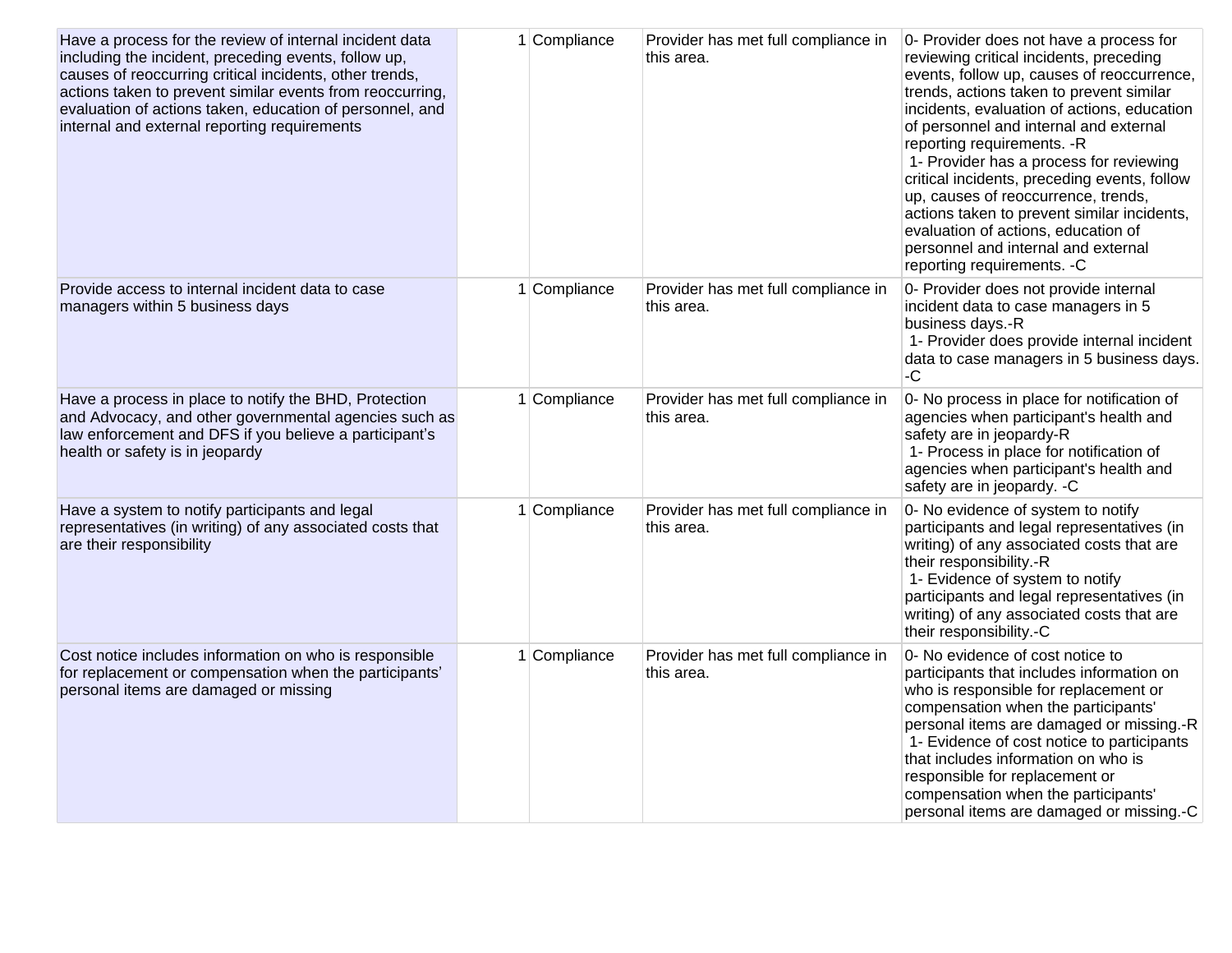| | | | | |
|---|---|---|---|---|
| Have a process for the review of internal incident data including the incident, preceding events, follow up, causes of reoccurring critical incidents, other trends, actions taken to prevent similar events from reoccurring, evaluation of actions taken, education of personnel, and internal and external reporting requirements | 1 | Compliance | Provider has met full compliance in this area. | 0- Provider does not have a process for reviewing critical incidents, preceding events, follow up, causes of reoccurrence, trends, actions taken to prevent similar incidents, evaluation of actions, education of personnel and internal and external reporting requirements. -R<br>1- Provider has a process for reviewing critical incidents, preceding events, follow up, causes of reoccurrence, trends, actions taken to prevent similar incidents, evaluation of actions, education of personnel and internal and external reporting requirements. -C |
| Provide access to internal incident data to case managers within 5 business days | 1 | Compliance | Provider has met full compliance in this area. | 0- Provider does not provide internal incident data to case managers in 5 business days.-R<br>1- Provider does provide internal incident data to case managers in 5 business days. -C |
| Have a process in place to notify the BHD, Protection and Advocacy, and other governmental agencies such as law enforcement and DFS if you believe a participant's health or safety is in jeopardy | 1 | Compliance | Provider has met full compliance in this area. | 0- No process in place for notification of agencies when participant's health and safety are in jeopardy-R<br>1- Process in place for notification of agencies when participant's health and safety are in jeopardy. -C |
| Have a system to notify participants and legal representatives (in writing) of any associated costs that are their responsibility | 1 | Compliance | Provider has met full compliance in this area. | 0- No evidence of system to notify participants and legal representatives (in writing) of any associated costs that are their responsibility.-R<br>1- Evidence of system to notify participants and legal representatives (in writing) of any associated costs that are their responsibility.-C |
| Cost notice includes information on who is responsible for replacement or compensation when the participants' personal items are damaged or missing | 1 | Compliance | Provider has met full compliance in this area. | 0- No evidence of cost notice to participants that includes information on who is responsible for replacement or compensation when the participants' personal items are damaged or missing.-R<br>1- Evidence of cost notice to participants that includes information on who is responsible for replacement or compensation when the participants' personal items are damaged or missing.-C |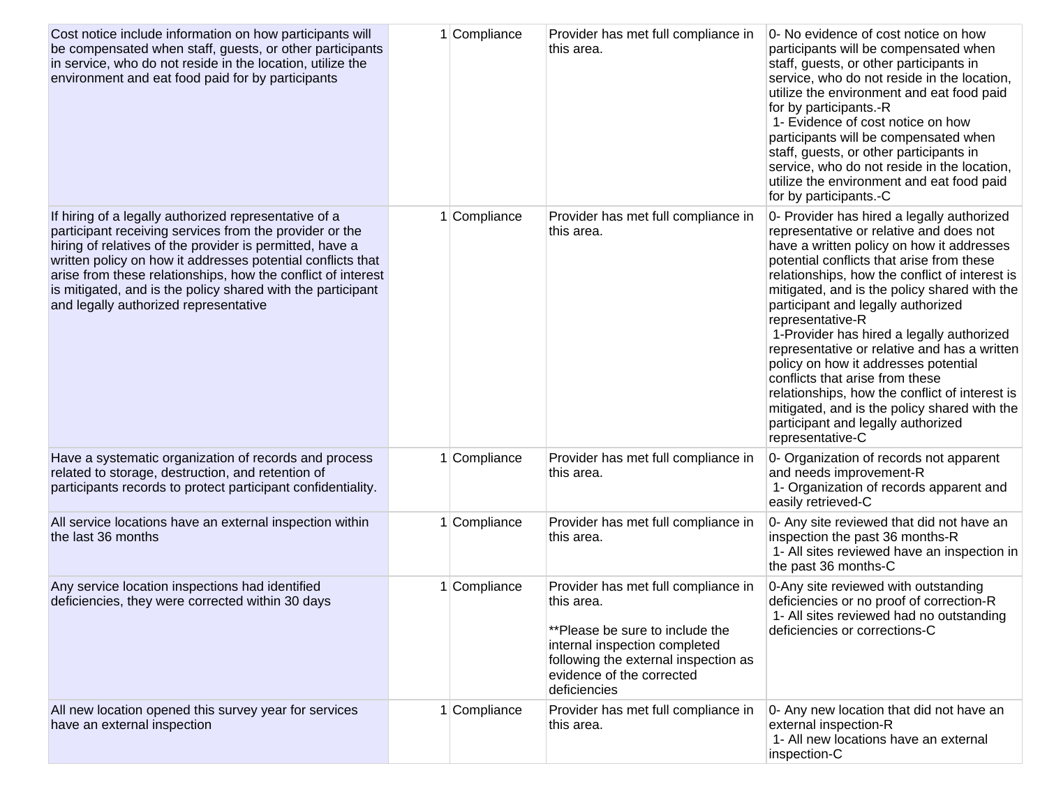| | | | | |
|---|---|---|---|---|
| Cost notice include information on how participants will be compensated when staff, guests, or other participants in service, who do not reside in the location, utilize the environment and eat food paid for by participants | 1 | Compliance | Provider has met full compliance in this area. | 0- No evidence of cost notice on how participants will be compensated when staff, guests, or other participants in service, who do not reside in the location, utilize the environment and eat food paid for by participants.-R<br>1- Evidence of cost notice on how participants will be compensated when staff, guests, or other participants in service, who do not reside in the location, utilize the environment and eat food paid for by participants.-C |
| If hiring of a legally authorized representative of a participant receiving services from the provider or the hiring of relatives of the provider is permitted, have a written policy on how it addresses potential conflicts that arise from these relationships, how the conflict of interest is mitigated, and is the policy shared with the participant and legally authorized representative | 1 | Compliance | Provider has met full compliance in this area. | 0- Provider has hired a legally authorized representative or relative and does not have a written policy on how it addresses potential conflicts that arise from these relationships, how the conflict of interest is mitigated, and is the policy shared with the participant and legally authorized representative-R<br>1-Provider has hired a legally authorized representative or relative and has a written policy on how it addresses potential conflicts that arise from these relationships, how the conflict of interest is mitigated, and is the policy shared with the participant and legally authorized representative-C |
| Have a systematic organization of records and process related to storage, destruction, and retention of participants records to protect participant confidentiality. | 1 | Compliance | Provider has met full compliance in this area. | 0- Organization of records not apparent and needs improvement-R<br>1- Organization of records apparent and easily retrieved-C |
| All service locations have an external inspection within the last 36 months | 1 | Compliance | Provider has met full compliance in this area. | 0- Any site reviewed that did not have an inspection the past 36 months-R<br>1- All sites reviewed have an inspection in the past 36 months-C |
| Any service location inspections had identified deficiencies, they were corrected within 30 days | 1 | Compliance | Provider has met full compliance in this area.<br><br>**Please be sure to include the internal inspection completed following the external inspection as evidence of the corrected deficiencies | 0-Any site reviewed with outstanding deficiencies or no proof of correction-R<br>1- All sites reviewed had no outstanding deficiencies or corrections-C |
| All new location opened this survey year for services have an external inspection | 1 | Compliance | Provider has met full compliance in this area. | 0- Any new location that did not have an external inspection-R<br>1- All new locations have an external inspection-C |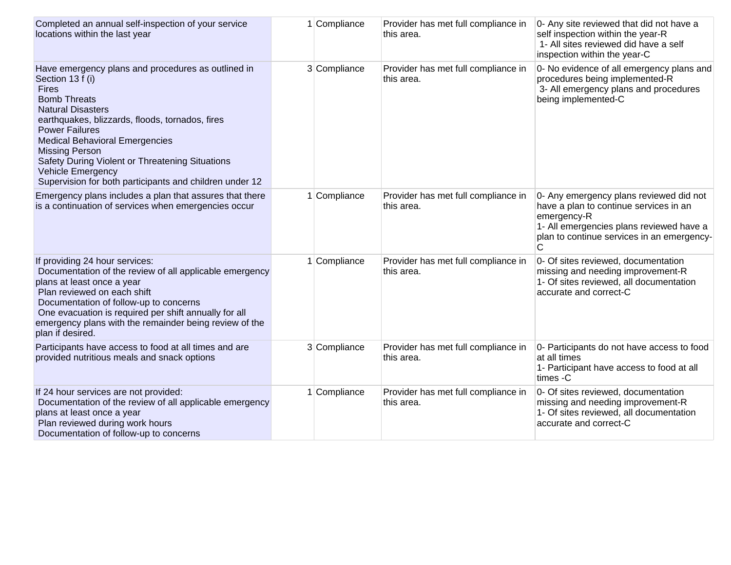| | | | | |
|---|---|---|---|---|
| Completed an annual self-inspection of your service locations within the last year | 1 | Compliance | Provider has met full compliance in this area. | 0- Any site reviewed that did not have a self inspection within the year-R<br>1- All sites reviewed did have a self inspection within the year-C |
| Have emergency plans and procedures as outlined in Section 13 f (i)<br>Fires<br>Bomb Threats<br>Natural Disasters<br>earthquakes, blizzards, floods, tornados, fires<br>Power Failures<br>Medical Behavioral Emergencies<br>Missing Person<br>Safety During Violent or Threatening Situations<br>Vehicle Emergency<br>Supervision for both participants and children under 12 | 3 | Compliance | Provider has met full compliance in this area. | 0- No evidence of all emergency plans and procedures being implemented-R<br>3- All emergency plans and procedures being implemented-C |
| Emergency plans includes a plan that assures that there is a continuation of services when emergencies occur | 1 | Compliance | Provider has met full compliance in this area. | 0- Any emergency plans reviewed did not have a plan to continue services in an emergency-R<br>1- All emergencies plans reviewed have a plan to continue services in an emergency-C |
| If providing 24 hour services:<br>Documentation of the review of all applicable emergency plans at least once a year<br>Plan reviewed on each shift<br>Documentation of follow-up to concerns<br>One evacuation is required per shift annually for all emergency plans with the remainder being review of the plan if desired. | 1 | Compliance | Provider has met full compliance in this area. | 0- Of sites reviewed, documentation missing and needing improvement-R<br>1- Of sites reviewed, all documentation accurate and correct-C |
| Participants have access to food at all times and are provided nutritious meals and snack options | 3 | Compliance | Provider has met full compliance in this area. | 0- Participants do not have access to food at all times<br>1- Participant have access to food at all times -C |
| If 24 hour services are not provided:<br>Documentation of the review of all applicable emergency plans at least once a year<br>Plan reviewed during work hours<br>Documentation of follow-up to concerns | 1 | Compliance | Provider has met full compliance in this area. | 0- Of sites reviewed, documentation missing and needing improvement-R<br>1- Of sites reviewed, all documentation accurate and correct-C |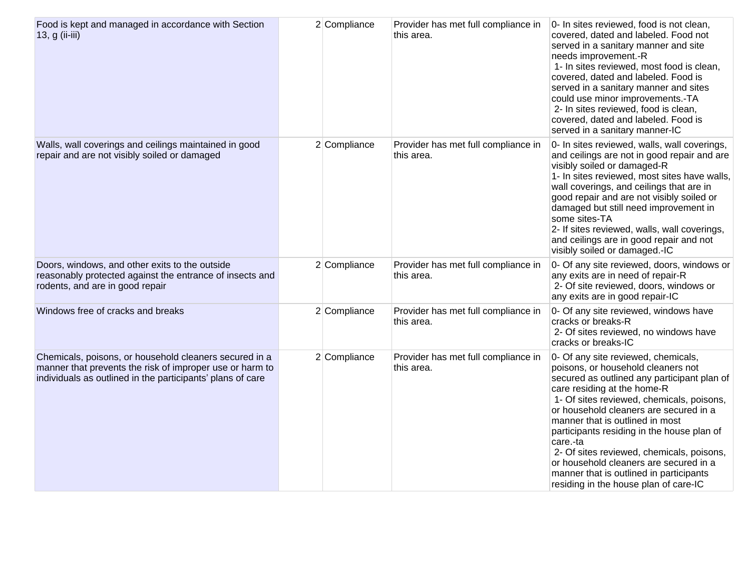| | | | | |
|---|---|---|---|---|
| Food is kept and managed in accordance with Section 13, g (ii-iii) | 2 | Compliance | Provider has met full compliance in this area. | 0- In sites reviewed, food is not clean, covered, dated and labeled. Food not served in a sanitary manner and site needs improvement.-R<br>1- In sites reviewed, most food is clean, covered, dated and labeled. Food is served in a sanitary manner and sites could use minor improvements.-TA<br>2- In sites reviewed, food is clean, covered, dated and labeled. Food is served in a sanitary manner-IC |
| Walls, wall coverings and ceilings maintained in good repair and are not visibly soiled or damaged | 2 | Compliance | Provider has met full compliance in this area. | 0- In sites reviewed, walls, wall coverings, and ceilings are not in good repair and are visibly soiled or damaged-R<br>1- In sites reviewed, most sites have walls, wall coverings, and ceilings that are in good repair and are not visibly soiled or damaged but still need improvement in some sites-TA<br>2- If sites reviewed, walls, wall coverings, and ceilings are in good repair and not visibly soiled or damaged.-IC |
| Doors, windows, and other exits to the outside reasonably protected against the entrance of insects and rodents, and are in good repair | 2 | Compliance | Provider has met full compliance in this area. | 0- Of any site reviewed, doors, windows or any exits are in need of repair-R<br>2- Of site reviewed, doors, windows or any exits are in good repair-IC |
| Windows free of cracks and breaks | 2 | Compliance | Provider has met full compliance in this area. | 0- Of any site reviewed, windows have cracks or breaks-R<br>2- Of sites reviewed, no windows have cracks or breaks-IC |
| Chemicals, poisons, or household cleaners secured in a manner that prevents the risk of improper use or harm to individuals as outlined in the participants' plans of care | 2 | Compliance | Provider has met full compliance in this area. | 0- Of any site reviewed, chemicals, poisons, or household cleaners not secured as outlined any participant plan of care residing at the home-R<br>1- Of sites reviewed, chemicals, poisons, or household cleaners are secured in a manner that is outlined in most participants residing in the house plan of care.-ta<br>2- Of sites reviewed, chemicals, poisons, or household cleaners are secured in a manner that is outlined in participants residing in the house plan of care-IC |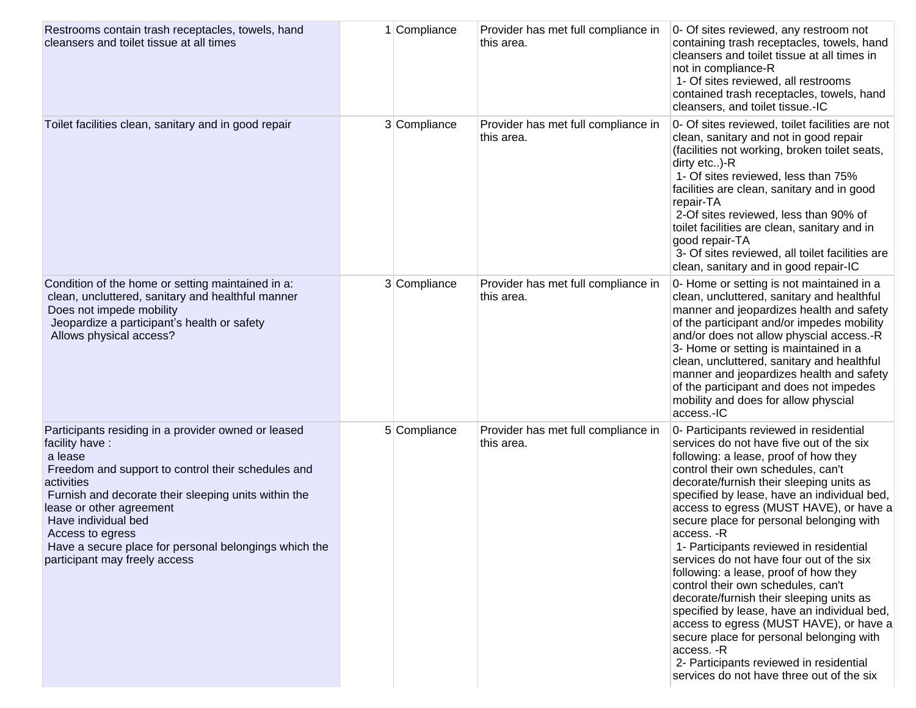| | | | | |
|---|---|---|---|---|
| Restrooms contain trash receptacles, towels, hand cleansers and toilet tissue at all times | 1 | Compliance | Provider has met full compliance in this area. | 0- Of sites reviewed, any restroom not containing trash receptacles, towels, hand cleansers and toilet tissue at all times in not in compliance-R<br>1- Of sites reviewed, all restrooms contained trash receptacles, towels, hand cleansers, and toilet tissue.-IC |
| Toilet facilities clean, sanitary and in good repair | 3 | Compliance | Provider has met full compliance in this area. | 0- Of sites reviewed, toilet facilities are not clean, sanitary and not in good repair (facilities not working, broken toilet seats, dirty etc..)-R<br>1- Of sites reviewed, less than 75% facilities are clean, sanitary and in good repair-TA<br>2-Of sites reviewed, less than 90% of toilet facilities are clean, sanitary and in good repair-TA<br>3- Of sites reviewed, all toilet facilities are clean, sanitary and in good repair-IC |
| Condition of the home or setting maintained in a:<br>clean, uncluttered, sanitary and healthful manner<br>Does not impede mobility<br>Jeopardize a participant's health or safety<br>Allows physical access? | 3 | Compliance | Provider has met full compliance in this area. | 0- Home or setting is not maintained in a clean, uncluttered, sanitary and healthful manner and jeopardizes health and safety of the participant and/or impedes mobility and/or does not allow physcial access.-R<br>3- Home or setting is maintained in a clean, uncluttered, sanitary and healthful manner and jeopardizes health and safety of the participant and does not impedes mobility and does for allow physcial access.-IC |
| Participants residing in a provider owned or leased facility have :<br>a lease<br>Freedom and support to control their schedules and activities<br>Furnish and decorate their sleeping units within the lease or other agreement<br>Have individual bed<br>Access to egress<br>Have a secure place for personal belongings which the participant may freely access | 5 | Compliance | Provider has met full compliance in this area. | 0- Participants reviewed in residential services do not have five out of the six following: a lease, proof of how they control their own schedules, can't decorate/furnish their sleeping units as specified by lease, have an individual bed, access to egress (MUST HAVE), or have a secure place for personal belonging with access. -R<br>1- Participants reviewed in residential services do not have four out of the six following: a lease, proof of how they control their own schedules, can't decorate/furnish their sleeping units as specified by lease, have an individual bed, access to egress (MUST HAVE), or have a secure place for personal belonging with access. -R<br>2- Participants reviewed in residential services do not have three out of the six |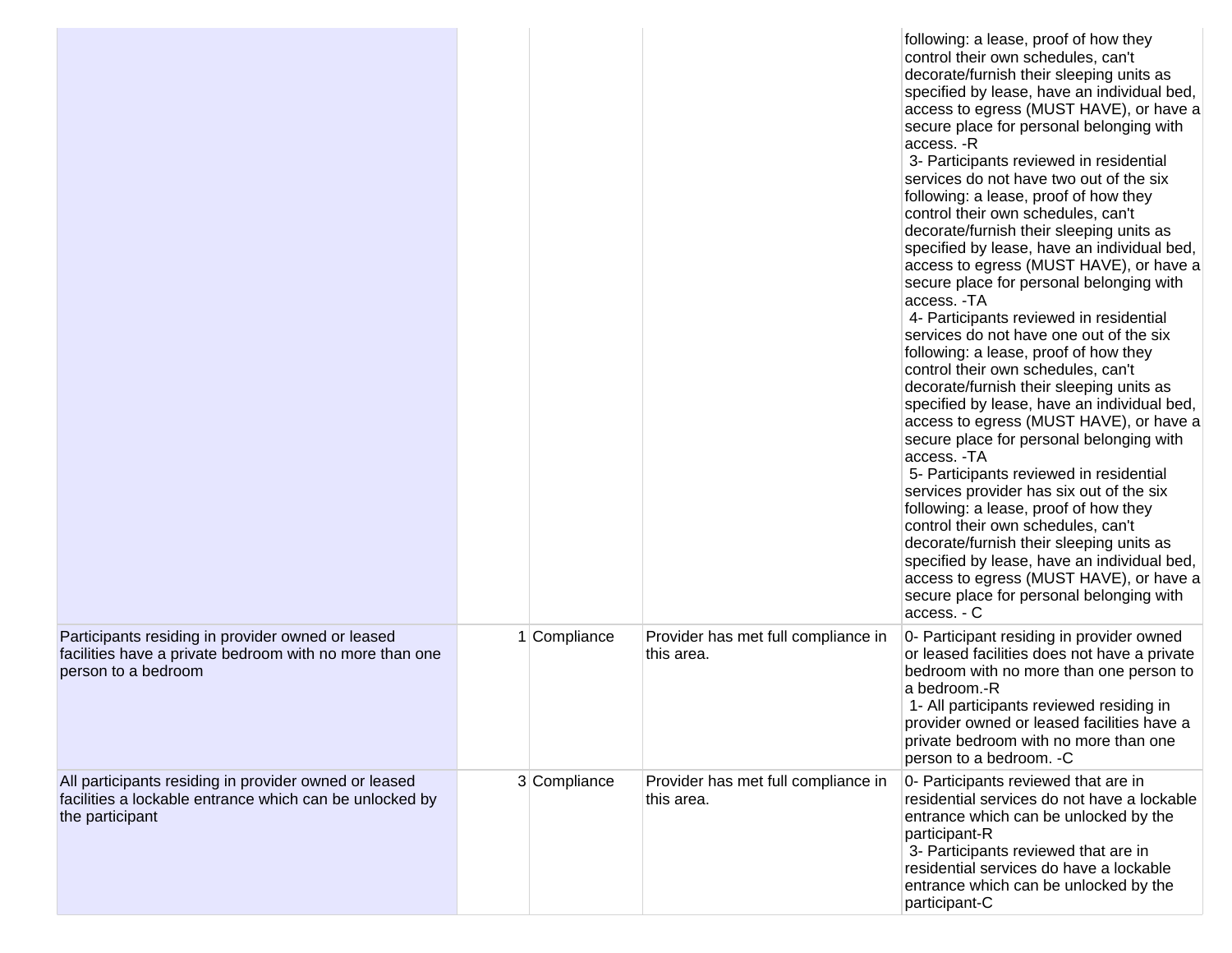| | | | | |
|---|---|---|---|---|
| | | | | following: a lease, proof of how they control their own schedules, can't decorate/furnish their sleeping units as specified by lease, have an individual bed, access to egress (MUST HAVE), or have a secure place for personal belonging with access. -R<br>3- Participants reviewed in residential services do not have two out of the six following: a lease, proof of how they control their own schedules, can't decorate/furnish their sleeping units as specified by lease, have an individual bed, access to egress (MUST HAVE), or have a secure place for personal belonging with access. -TA<br>4- Participants reviewed in residential services do not have one out of the six following: a lease, proof of how they control their own schedules, can't decorate/furnish their sleeping units as specified by lease, have an individual bed, access to egress (MUST HAVE), or have a secure place for personal belonging with access. -TA<br>5- Participants reviewed in residential services provider has six out of the six following: a lease, proof of how they control their own schedules, can't decorate/furnish their sleeping units as specified by lease, have an individual bed, access to egress (MUST HAVE), or have a secure place for personal belonging with access. - C |
| Participants residing in provider owned or leased facilities have a private bedroom with no more than one person to a bedroom | 1 | Compliance | Provider has met full compliance in this area. | 0- Participant residing in provider owned or leased facilities does not have a private bedroom with no more than one person to a bedroom.-R<br>1- All participants reviewed residing in provider owned or leased facilities have a private bedroom with no more than one person to a bedroom. -C |
| All participants residing in provider owned or leased facilities a lockable entrance which can be unlocked by the participant | 3 | Compliance | Provider has met full compliance in this area. | 0- Participants reviewed that are in residential services do not have a lockable entrance which can be unlocked by the participant-R<br>3- Participants reviewed that are in residential services do have a lockable entrance which can be unlocked by the participant-C |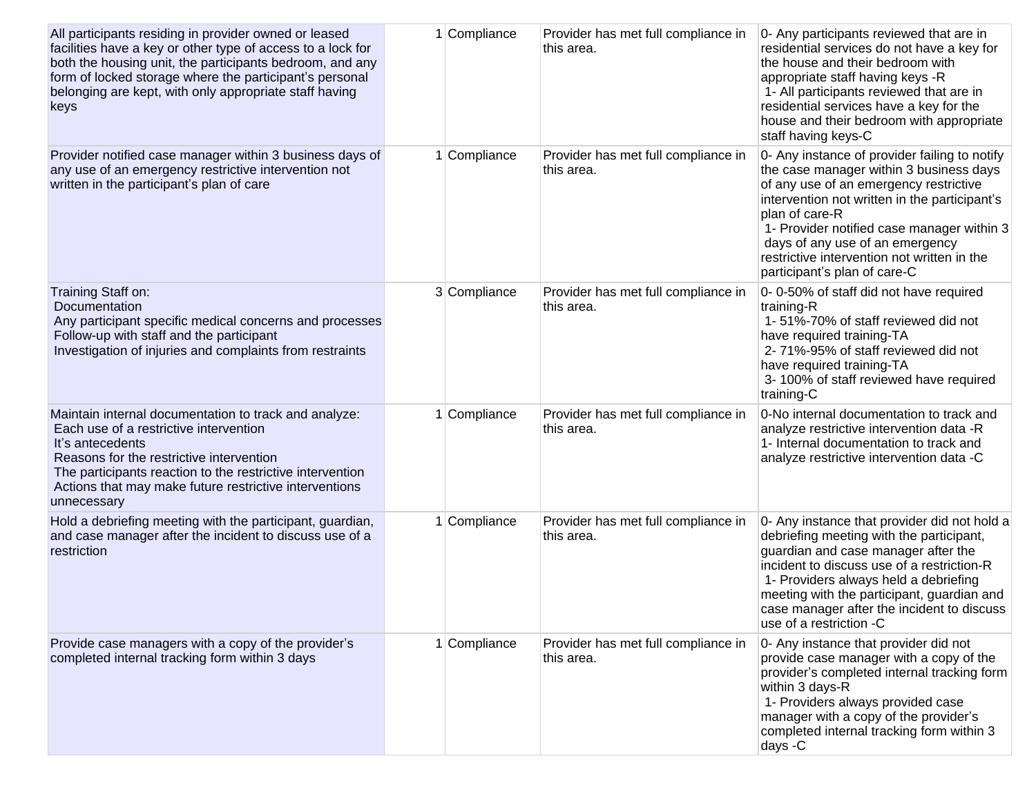| | | | | |
|---|---|---|---|---|
| All participants residing in provider owned or leased facilities have a key or other type of access to a lock for both the housing unit, the participants bedroom, and any form of locked storage where the participant's personal belonging are kept, with only appropriate staff having keys | 1 | Compliance | Provider has met full compliance in this area. | 0- Any participants reviewed that are in residential services do not have a key for the house and their bedroom with appropriate staff having keys -R<br>1- All participants reviewed that are in residential services have a key for the house and their bedroom with appropriate staff having keys-C |
| Provider notified case manager within 3 business days of any use of an emergency restrictive intervention not written in the participant's plan of care | 1 | Compliance | Provider has met full compliance in this area. | 0- Any instance of provider failing to notify the case manager within 3 business days of any use of an emergency restrictive intervention not written in the participant's plan of care-R<br>1- Provider notified case manager within 3 days of any use of an emergency restrictive intervention not written in the participant's plan of care-C |
| Training Staff on:<br>Documentation<br>Any participant specific medical concerns and processes<br>Follow-up with staff and the participant<br>Investigation of injuries and complaints from restraints | 3 | Compliance | Provider has met full compliance in this area. | 0- 0-50% of staff did not have required training-R<br>1- 51%-70% of staff reviewed did not have required training-TA<br>2- 71%-95% of staff reviewed did not have required training-TA<br>3- 100% of staff reviewed have required training-C |
| Maintain internal documentation to track and analyze:<br>Each use of a restrictive intervention<br>It's antecedents<br>Reasons for the restrictive intervention<br>The participants reaction to the restrictive intervention<br>Actions that may make future restrictive interventions unnecessary | 1 | Compliance | Provider has met full compliance in this area. | 0-No internal documentation to track and analyze restrictive intervention data -R<br>1- Internal documentation to track and analyze restrictive intervention data -C |
| Hold a debriefing meeting with the participant, guardian, and case manager after the incident to discuss use of a restriction | 1 | Compliance | Provider has met full compliance in this area. | 0- Any instance that provider did not hold a debriefing meeting with the participant, guardian and case manager after the incident to discuss use of a restriction-R<br>1- Providers always held a debriefing meeting with the participant, guardian and case manager after the incident to discuss use of a restriction -C |
| Provide case managers with a copy of the provider's completed internal tracking form within 3 days | 1 | Compliance | Provider has met full compliance in this area. | 0- Any instance that provider did not provide case manager with a copy of the provider's completed internal tracking form within 3 days-R<br>1- Providers always provided case manager with a copy of the provider's completed internal tracking form within 3 days -C |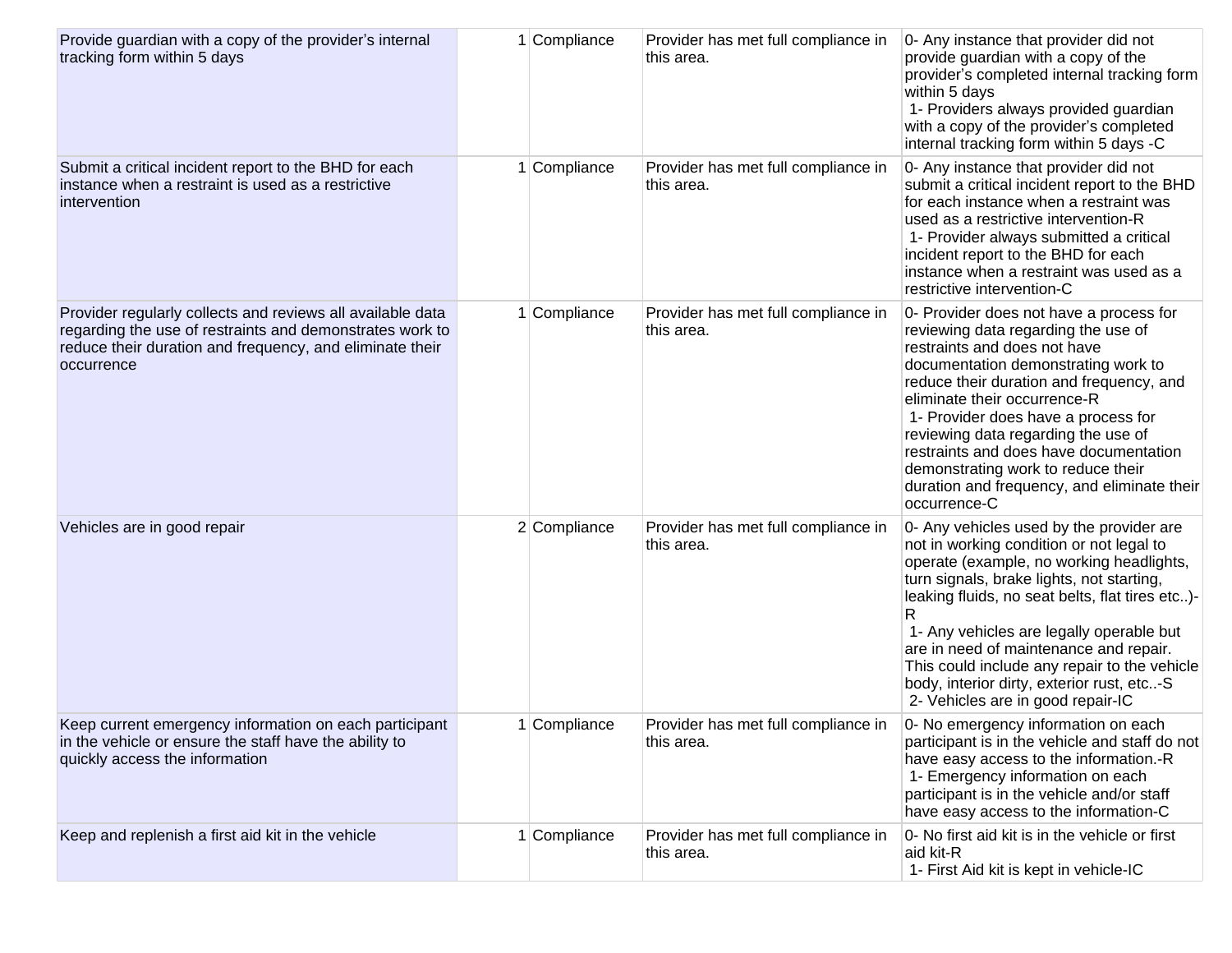| | | | | |
|---|---|---|---|---|
| Provide guardian with a copy of the provider's internal tracking form within 5 days | 1 | Compliance | Provider has met full compliance in this area. | 0- Any instance that provider did not provide guardian with a copy of the provider's completed internal tracking form within 5 days<br>1- Providers always provided guardian with a copy of the provider's completed internal tracking form within 5 days -C |
| Submit a critical incident report to the BHD for each instance when a restraint is used as a restrictive intervention | 1 | Compliance | Provider has met full compliance in this area. | 0- Any instance that provider did not submit a critical incident report to the BHD for each instance when a restraint was used as a restrictive intervention-R<br>1- Provider always submitted a critical incident report to the BHD for each instance when a restraint was used as a restrictive intervention-C |
| Provider regularly collects and reviews all available data regarding the use of restraints and demonstrates work to reduce their duration and frequency, and eliminate their occurrence | 1 | Compliance | Provider has met full compliance in this area. | 0- Provider does not have a process for reviewing data regarding the use of restraints and does not have documentation demonstrating work to reduce their duration and frequency, and eliminate their occurrence-R<br>1- Provider does have a process for reviewing data regarding the use of restraints and does have documentation demonstrating work to reduce their duration and frequency, and eliminate their occurrence-C |
| Vehicles are in good repair | 2 | Compliance | Provider has met full compliance in this area. | 0- Any vehicles used by the provider are not in working condition or not legal to operate (example, no working headlights, turn signals, brake lights, not starting, leaking fluids, no seat belts, flat tires etc..)-R<br>1- Any vehicles are legally operable but are in need of maintenance and repair. This could include any repair to the vehicle body, interior dirty, exterior rust, etc..-S<br>2- Vehicles are in good repair-IC |
| Keep current emergency information on each participant in the vehicle or ensure the staff have the ability to quickly access the information | 1 | Compliance | Provider has met full compliance in this area. | 0- No emergency information on each participant is in the vehicle and staff do not have easy access to the information.-R<br>1- Emergency information on each participant is in the vehicle and/or staff have easy access to the information-C |
| Keep and replenish a first aid kit in the vehicle | 1 | Compliance | Provider has met full compliance in this area. | 0- No first aid kit is in the vehicle or first aid kit-R<br>1- First Aid kit is kept in vehicle-IC |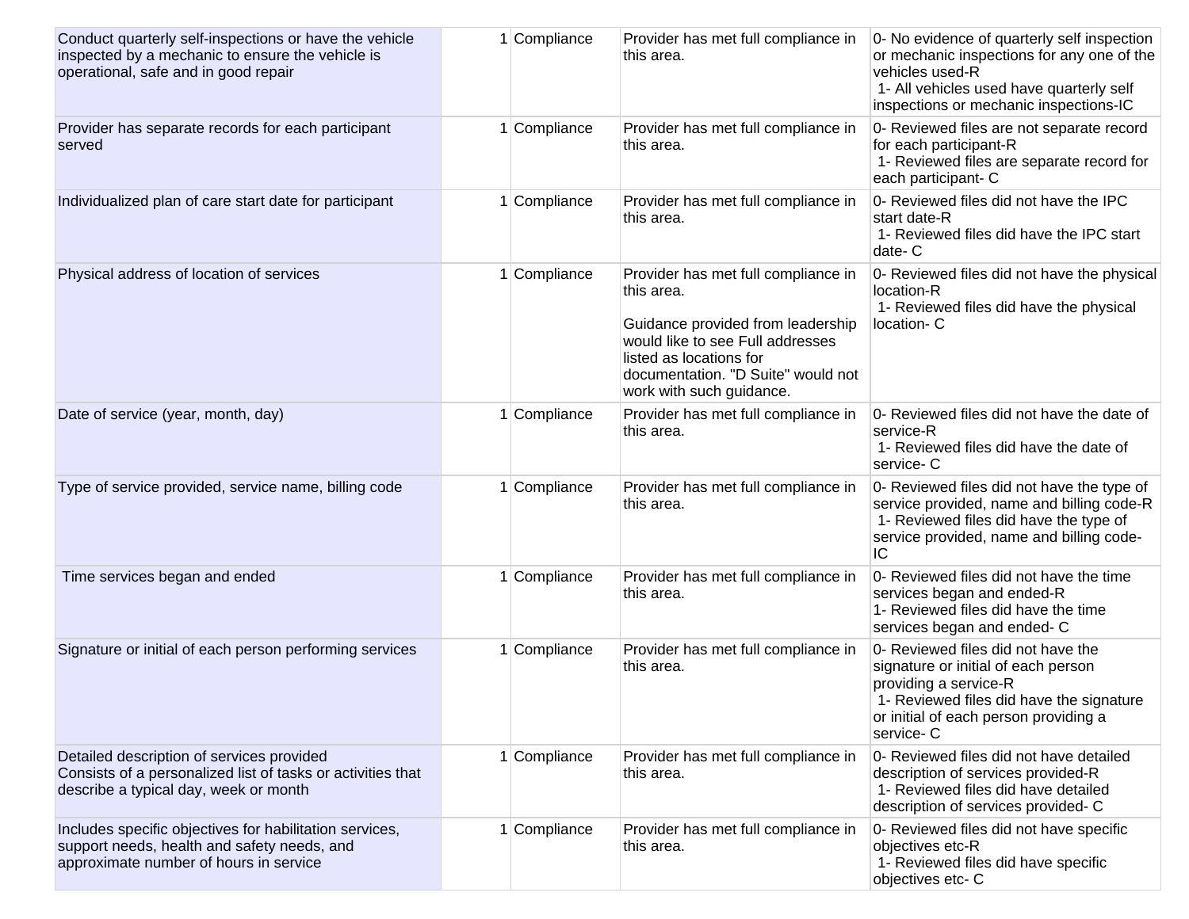| | | | | |
|---|---|---|---|---|
| Conduct quarterly self-inspections or have the vehicle inspected by a mechanic to ensure the vehicle is operational, safe and in good repair | 1 | Compliance | Provider has met full compliance in this area. | 0- No evidence of quarterly self inspection or mechanic inspections for any one of the vehicles used-R<br>1- All vehicles used have quarterly self inspections or mechanic inspections-IC |
| Provider has separate records for each participant served | 1 | Compliance | Provider has met full compliance in this area. | 0- Reviewed files are not separate record for each participant-R<br>1- Reviewed files are separate record for each participant- C |
| Individualized plan of care start date for participant | 1 | Compliance | Provider has met full compliance in this area. | 0- Reviewed files did not have the IPC start date-R<br>1- Reviewed files did have the IPC start date- C |
| Physical address of location of services | 1 | Compliance | Provider has met full compliance in this area.<br><br>Guidance provided from leadership would like to see Full addresses listed as locations for documentation. "D Suite" would not work with such guidance. | 0- Reviewed files did not have the physical location-R<br>1- Reviewed files did have the physical location- C |
| Date of service (year, month, day) | 1 | Compliance | Provider has met full compliance in this area. | 0- Reviewed files did not have the date of service-R<br>1- Reviewed files did have the date of service- C |
| Type of service provided, service name, billing code | 1 | Compliance | Provider has met full compliance in this area. | 0- Reviewed files did not have the type of service provided, name and billing code-R<br>1- Reviewed files did have the type of service provided, name and billing code-IC |
| Time services began and ended | 1 | Compliance | Provider has met full compliance in this area. | 0- Reviewed files did not have the time services began and ended-R<br>1- Reviewed files did have the time services began and ended- C |
| Signature or initial of each person performing services | 1 | Compliance | Provider has met full compliance in this area. | 0- Reviewed files did not have the signature or initial of each person providing a service-R<br>1- Reviewed files did have the signature or initial of each person providing a service- C |
| Detailed description of services provided<br>Consists of a personalized list of tasks or activities that describe a typical day, week or month | 1 | Compliance | Provider has met full compliance in this area. | 0- Reviewed files did not have detailed description of services provided-R<br>1- Reviewed files did have detailed description of services provided- C |
| Includes specific objectives for habilitation services, support needs, health and safety needs, and approximate number of hours in service | 1 | Compliance | Provider has met full compliance in this area. | 0- Reviewed files did not have specific objectives etc-R<br>1- Reviewed files did have specific objectives etc- C |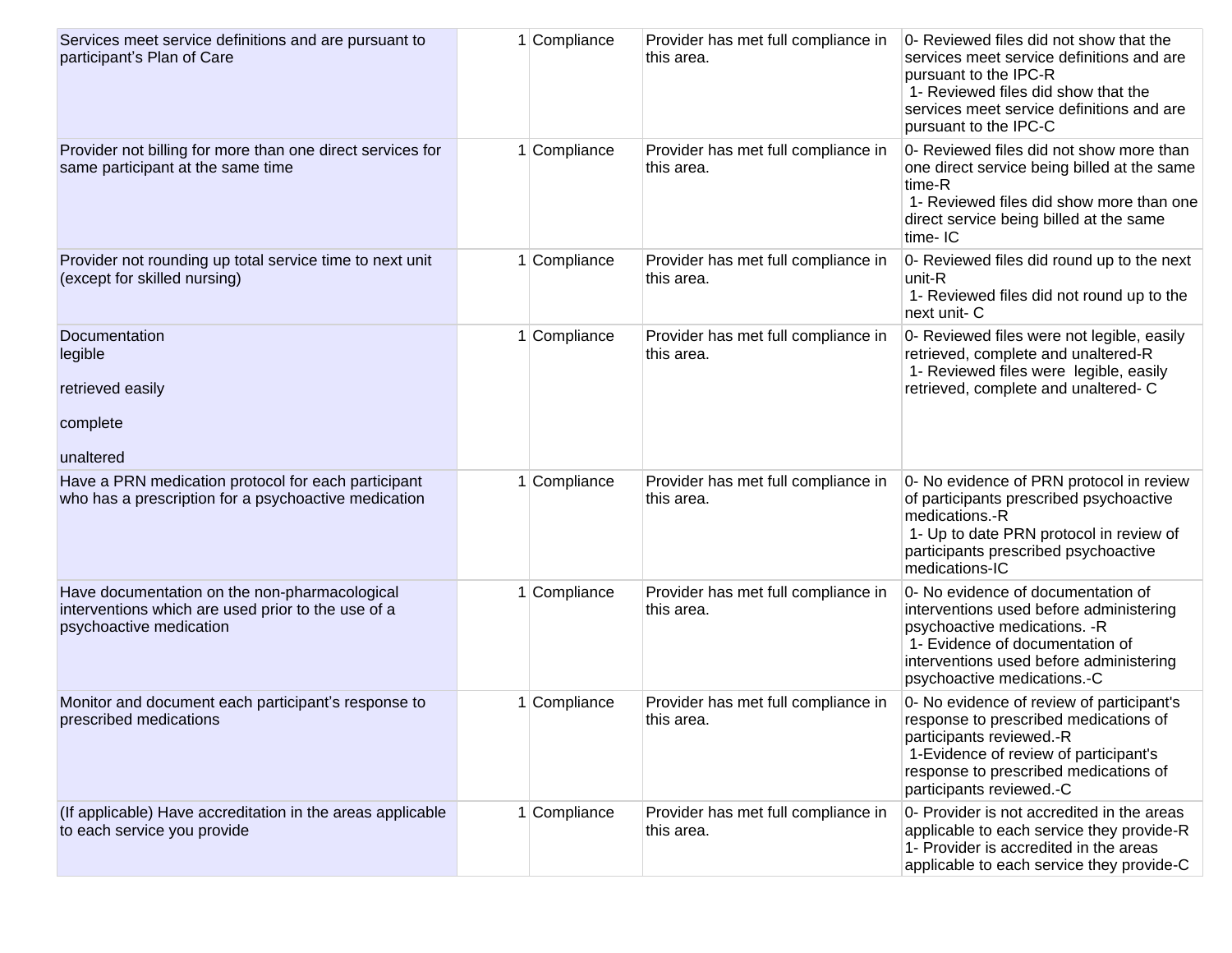| | | | | |
|---|---|---|---|---|
| Services meet service definitions and are pursuant to participant's Plan of Care | 1 | Compliance | Provider has met full compliance in this area. | 0- Reviewed files did not show that the services meet service definitions and are pursuant to the IPC-R<br>1- Reviewed files did show that the services meet service definitions and are pursuant to the IPC-C |
| Provider not billing for more than one direct services for same participant at the same time | 1 | Compliance | Provider has met full compliance in this area. | 0- Reviewed files did not show more than one direct service being billed at the same time-R<br>1- Reviewed files did show more than one direct service being billed at the same time- IC |
| Provider not rounding up total service time to next unit (except for skilled nursing) | 1 | Compliance | Provider has met full compliance in this area. | 0- Reviewed files did round up to the next unit-R<br>1- Reviewed files did not round up to the next unit- C |
| Documentation<br>legible<br><br>retrieved easily<br><br>complete<br><br>unaltered | 1 | Compliance | Provider has met full compliance in this area. | 0- Reviewed files were not legible, easily retrieved, complete and unaltered-R<br>1- Reviewed files were legible, easily retrieved, complete and unaltered- C |
| Have a PRN medication protocol for each participant who has a prescription for a psychoactive medication | 1 | Compliance | Provider has met full compliance in this area. | 0- No evidence of PRN protocol in review of participants prescribed psychoactive medications.-R<br>1- Up to date PRN protocol in review of participants prescribed psychoactive medications-IC |
| Have documentation on the non-pharmacological interventions which are used prior to the use of a psychoactive medication | 1 | Compliance | Provider has met full compliance in this area. | 0- No evidence of documentation of interventions used before administering psychoactive medications. -R<br>1- Evidence of documentation of interventions used before administering psychoactive medications.-C |
| Monitor and document each participant's response to prescribed medications | 1 | Compliance | Provider has met full compliance in this area. | 0- No evidence of review of participant's response to prescribed medications of participants reviewed.-R<br>1-Evidence of review of participant's response to prescribed medications of participants reviewed.-C |
| (If applicable) Have accreditation in the areas applicable to each service you provide | 1 | Compliance | Provider has met full compliance in this area. | 0- Provider is not accredited in the areas applicable to each service they provide-R<br>1- Provider is accredited in the areas applicable to each service they provide-C |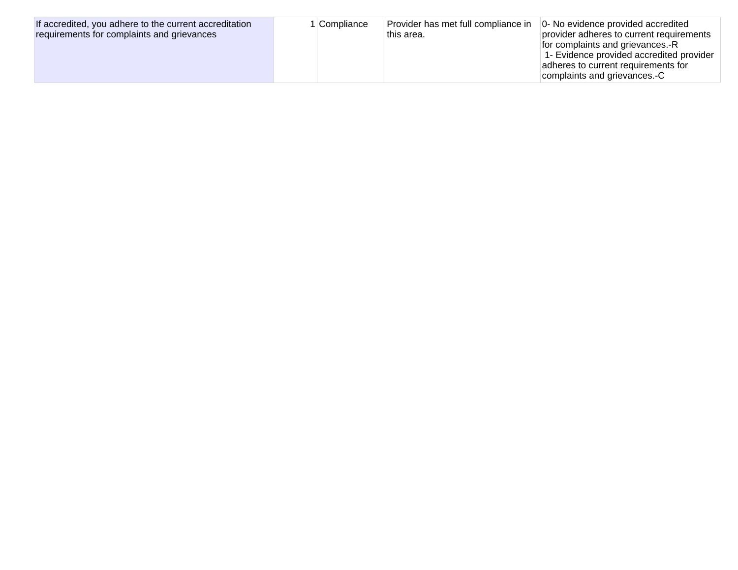| | | | | |
|---|---|---|---|---|
| If accredited, you adhere to the current accreditation requirements for complaints and grievances | 1 | Compliance | Provider has met full compliance in this area. | 0- No evidence provided accredited provider adheres to current requirements for complaints and grievances.-R<br>1- Evidence provided accredited provider adheres to current requirements for complaints and grievances.-C |